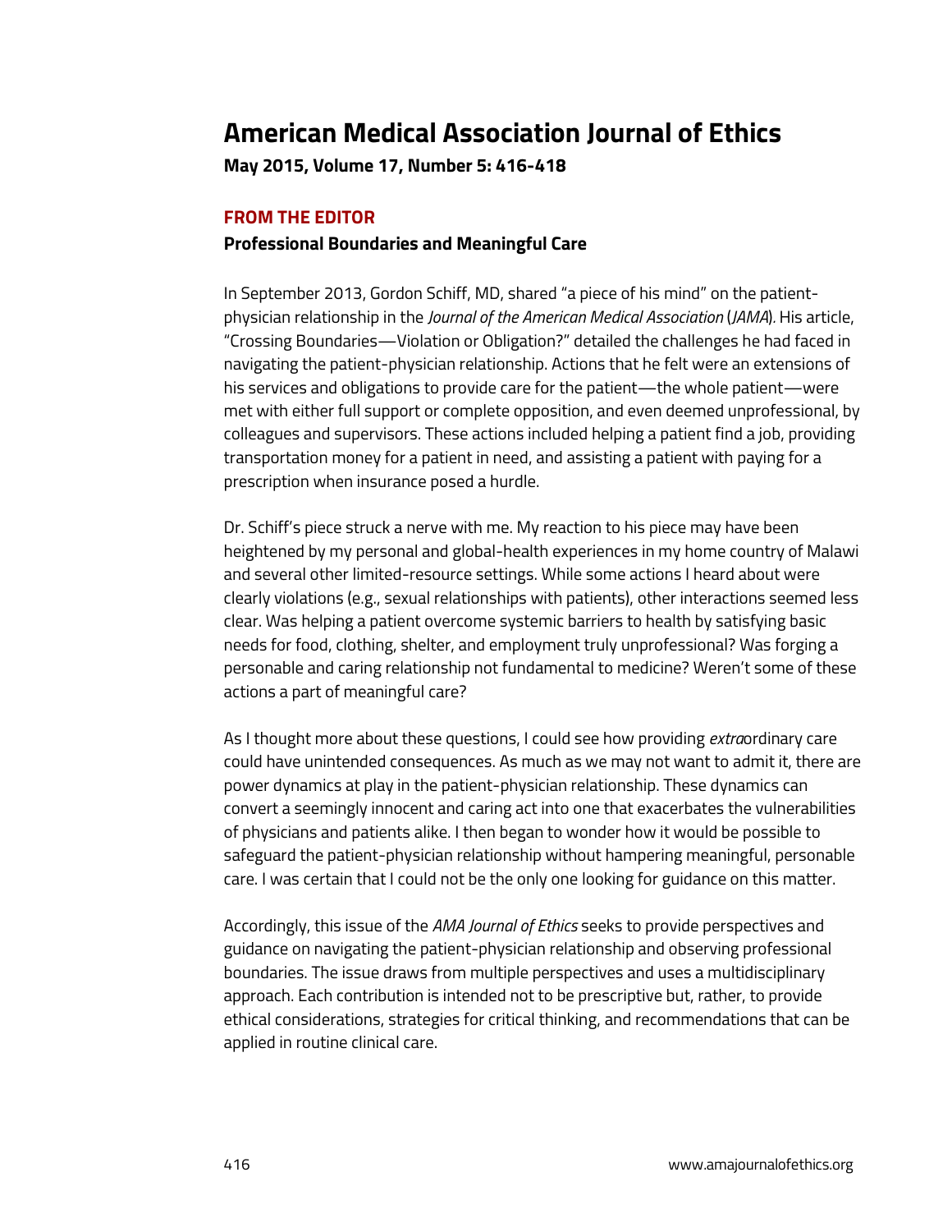# American Medical Association Journal of Ethics

**May 2015, Volume 17, Number 5: 416-418**

**FROM THE EDITOR**

**Professional Boundaries and Meaningful Care**

In September 2013, Gordon Schiff, MD, shared "a piece of his mind" on the patient-physician relationship in the *Journal of the American Medical Association* (*JAMA*). His article, "Crossing Boundaries—Violation or Obligation?" detailed the challenges he had faced in navigating the patient-physician relationship. Actions that he felt were an extensions of his services and obligations to provide care for the patient—the whole patient—were met with either full support or complete opposition, and even deemed unprofessional, by colleagues and supervisors. These actions included helping a patient find a job, providing transportation money for a patient in need, and assisting a patient with paying for a prescription when insurance posed a hurdle.

Dr. Schiff's piece struck a nerve with me. My reaction to his piece may have been heightened by my personal and global-health experiences in my home country of Malawi and several other limited-resource settings. While some actions I heard about were clearly violations (e.g., sexual relationships with patients), other interactions seemed less clear. Was helping a patient overcome systemic barriers to health by satisfying basic needs for food, clothing, shelter, and employment truly unprofessional? Was forging a personable and caring relationship not fundamental to medicine? Weren't some of these actions a part of meaningful care?

As I thought more about these questions, I could see how providing *extra*ordinary care could have unintended consequences. As much as we may not want to admit it, there are power dynamics at play in the patient-physician relationship. These dynamics can convert a seemingly innocent and caring act into one that exacerbates the vulnerabilities of physicians and patients alike. I then began to wonder how it would be possible to safeguard the patient-physician relationship without hampering meaningful, personable care. I was certain that I could not be the only one looking for guidance on this matter.

Accordingly, this issue of the *AMA Journal of Ethics* seeks to provide perspectives and guidance on navigating the patient-physician relationship and observing professional boundaries. The issue draws from multiple perspectives and uses a multidisciplinary approach. Each contribution is intended not to be prescriptive but, rather, to provide ethical considerations, strategies for critical thinking, and recommendations that can be applied in routine clinical care.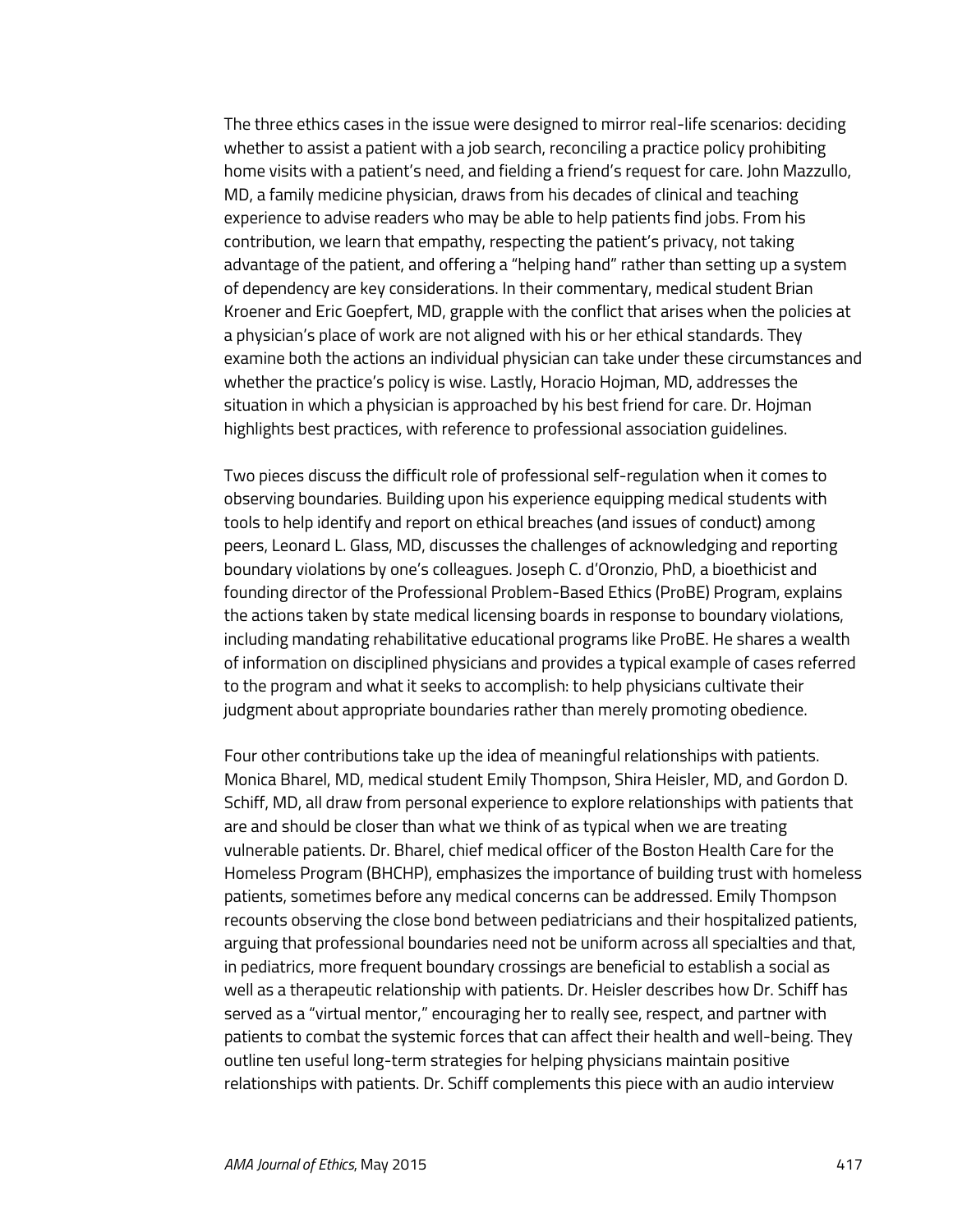The three ethics cases in the issue were designed to mirror real-life scenarios: deciding whether to assist a patient with a job search, reconciling a practice policy prohibiting home visits with a patient's need, and fielding a friend's request for care. John Mazzullo, MD, a family medicine physician, draws from his decades of clinical and teaching experience to advise readers who may be able to help patients find jobs. From his contribution, we learn that empathy, respecting the patient's privacy, not taking advantage of the patient, and offering a "helping hand" rather than setting up a system of dependency are key considerations. In their commentary, medical student Brian Kroener and Eric Goepfert, MD, grapple with the conflict that arises when the policies at a physician's place of work are not aligned with his or her ethical standards. They examine both the actions an individual physician can take under these circumstances and whether the practice's policy is wise. Lastly, Horacio Hojman, MD, addresses the situation in which a physician is approached by his best friend for care. Dr. Hojman highlights best practices, with reference to professional association guidelines.

Two pieces discuss the difficult role of professional self-regulation when it comes to observing boundaries. Building upon his experience equipping medical students with tools to help identify and report on ethical breaches (and issues of conduct) among peers, Leonard L. Glass, MD, discusses the challenges of acknowledging and reporting boundary violations by one's colleagues. Joseph C. d'Oronzio, PhD, a bioethicist and founding director of the Professional Problem-Based Ethics (ProBE) Program, explains the actions taken by state medical licensing boards in response to boundary violations, including mandating rehabilitative educational programs like ProBE. He shares a wealth of information on disciplined physicians and provides a typical example of cases referred to the program and what it seeks to accomplish: to help physicians cultivate their judgment about appropriate boundaries rather than merely promoting obedience.

Four other contributions take up the idea of meaningful relationships with patients. Monica Bharel, MD, medical student Emily Thompson, Shira Heisler, MD, and Gordon D. Schiff, MD, all draw from personal experience to explore relationships with patients that are and should be closer than what we think of as typical when we are treating vulnerable patients. Dr. Bharel, chief medical officer of the Boston Health Care for the Homeless Program (BHCHP), emphasizes the importance of building trust with homeless patients, sometimes before any medical concerns can be addressed. Emily Thompson recounts observing the close bond between pediatricians and their hospitalized patients, arguing that professional boundaries need not be uniform across all specialties and that, in pediatrics, more frequent boundary crossings are beneficial to establish a social as well as a therapeutic relationship with patients. Dr. Heisler describes how Dr. Schiff has served as a "virtual mentor," encouraging her to really see, respect, and partner with patients to combat the systemic forces that can affect their health and well-being. They outline ten useful long-term strategies for helping physicians maintain positive relationships with patients. Dr. Schiff complements this piece with an audio interview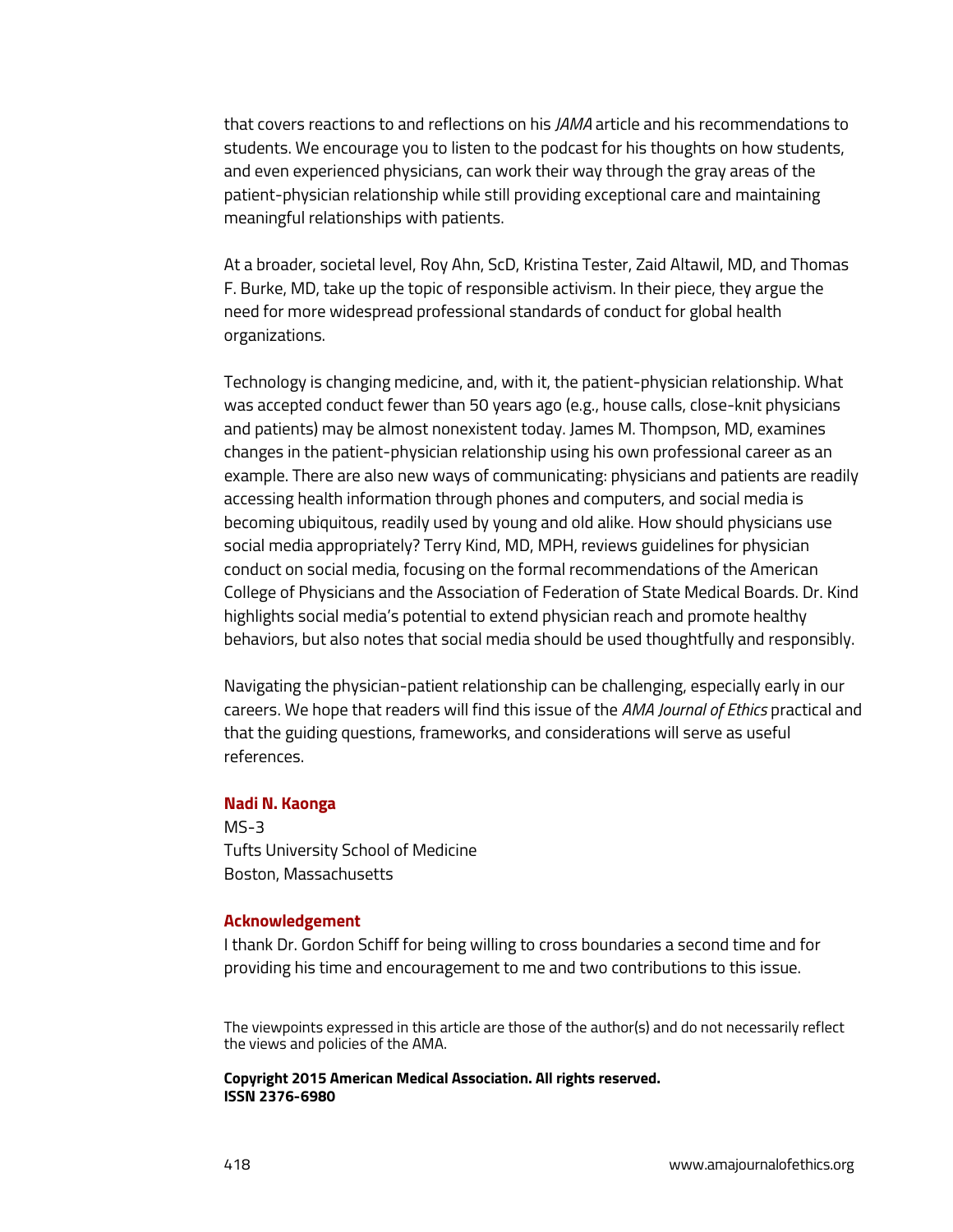that covers reactions to and reflections on his *JAMA* article and his recommendations to students. We encourage you to listen to the podcast for his thoughts on how students, and even experienced physicians, can work their way through the gray areas of the patient-physician relationship while still providing exceptional care and maintaining meaningful relationships with patients.

At a broader, societal level, Roy Ahn, ScD, Kristina Tester, Zaid Altawil, MD, and Thomas F. Burke, MD, take up the topic of responsible activism. In their piece, they argue the need for more widespread professional standards of conduct for global health organizations.

Technology is changing medicine, and, with it, the patient-physician relationship. What was accepted conduct fewer than 50 years ago (e.g., house calls, close-knit physicians and patients) may be almost nonexistent today. James M. Thompson, MD, examines changes in the patient-physician relationship using his own professional career as an example. There are also new ways of communicating: physicians and patients are readily accessing health information through phones and computers, and social media is becoming ubiquitous, readily used by young and old alike. How should physicians use social media appropriately? Terry Kind, MD, MPH, reviews guidelines for physician conduct on social media, focusing on the formal recommendations of the American College of Physicians and the Association of Federation of State Medical Boards. Dr. Kind highlights social media's potential to extend physician reach and promote healthy behaviors, but also notes that social media should be used thoughtfully and responsibly.

Navigating the physician-patient relationship can be challenging, especially early in our careers. We hope that readers will find this issue of the *AMA Journal of Ethics* practical and that the guiding questions, frameworks, and considerations will serve as useful references.

**Nadi N. Kaonga**
MS-3
Tufts University School of Medicine
Boston, Massachusetts

**Acknowledgement**

I thank Dr. Gordon Schiff for being willing to cross boundaries a second time and for providing his time and encouragement to me and two contributions to this issue.

The viewpoints expressed in this article are those of the author(s) and do not necessarily reflect the views and policies of the AMA.

**Copyright 2015 American Medical Association. All rights reserved.**
**ISSN 2376-6980**